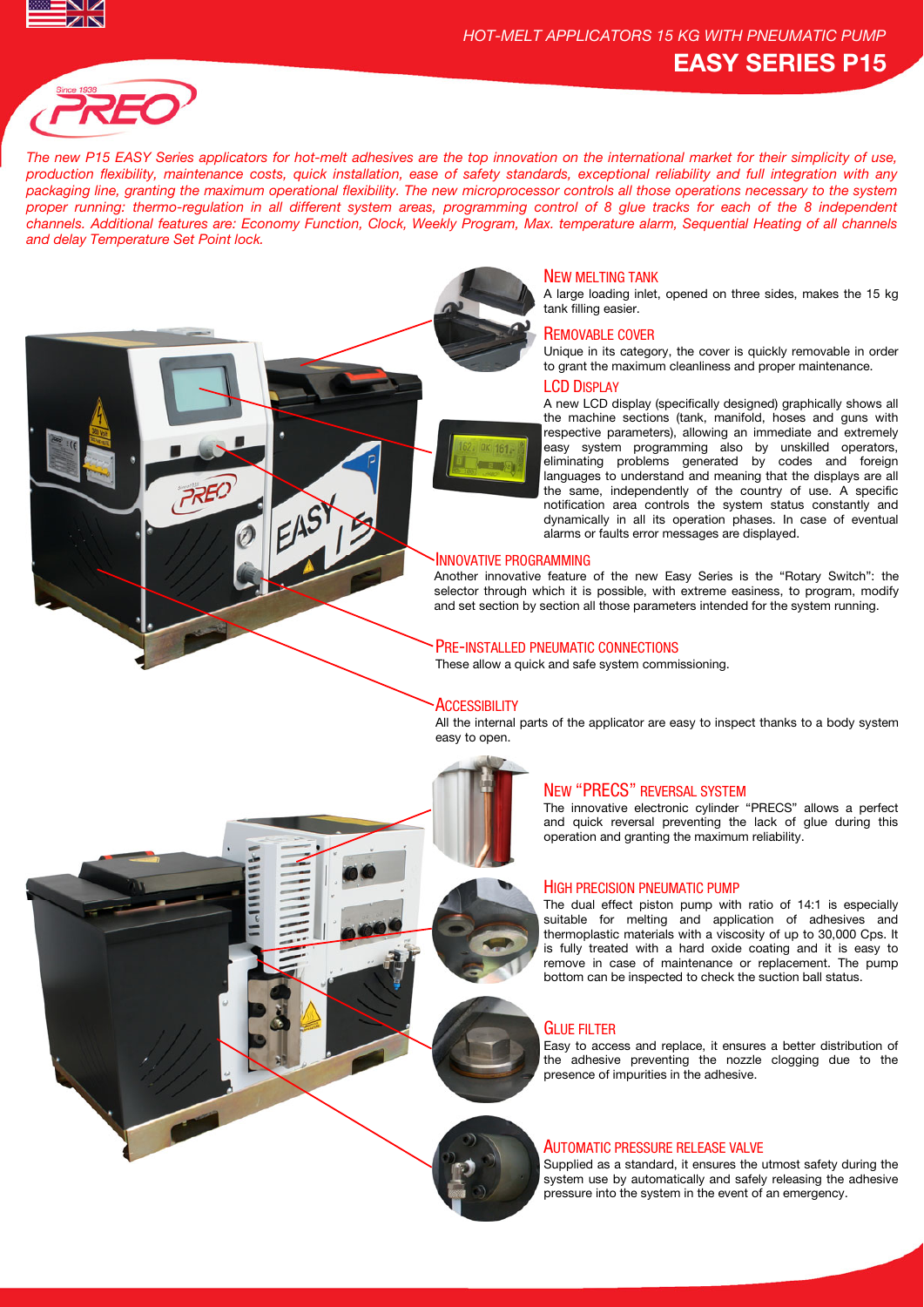HOT-MELT APPLICATORS 15 KG WITH PNEUMATIC PUMP

# EASY SERIES P15

*The new P15 EASY Series applicators for hot-melt adhesives are the top innovation on the international market for their simplicity of use, production flexibility, maintenance costs, quick installation, ease of safety standards, exceptional reliability and full integration with any packaging line, granting the maximum operational flexibility. The new microprocessor controls all those operations necessary to the system proper running: thermo-regulation in all different system areas, programming control of 8 glue tracks for each of the 8 independent channels. Additional features are: Economy Function, Clock, Weekly Program, Max. temperature alarm, Sequential Heating of all channels and delay Temperature Set Point lock.*

## New Melting Tank

A large loading inlet, opened on three sides, makes the 15 kg tank filling easier.

## Removable Cover

Unique in its category, the cover is quickly removable in order to grant the maximum cleanliness and proper maintenance.

## LCD Display

A new LCD display (specifically designed) graphically shows all the machine sections (tank, manifold, hoses and guns with respective parameters), allowing an immediate and extremely easy system programming also by unskilled operators, eliminating problems generated by codes and foreign languages to understand and meaning that the displays are all the same, independently of the country of use. A specific notification area controls the system status constantly and dynamically in all its operation phases. In case of eventual alarms or faults error messages are displayed.

## Innovative Programming

Another innovative feature of the new Easy Series is the "Rotary Switch": the selector through which it is possible, with extreme easiness, to program, modify and set section by section all those parameters intended for the system running.

## Pre-Installed Pneumatic Connections

These allow a quick and safe system commissioning.

## Accessibility

All the internal parts of the applicator are easy to inspect thanks to a body system easy to open.

## New "PRECS" Reversal System

The innovative electronic cylinder "PRECS" allows a perfect and quick reversal preventing the lack of glue during this operation and granting the maximum reliability.

## High Precision Pneumatic Pump

The dual effect piston pump with ratio of 14:1 is especially suitable for melting and application of adhesives and thermoplastic materials with a viscosity of up to 30,000 Cps. It is fully treated with a hard oxide coating and it is easy to remove in case of maintenance or replacement. The pump bottom can be inspected to check the suction ball status.

## Glue Filter

Easy to access and replace, it ensures a better distribution of the adhesive preventing the nozzle clogging due to the presence of impurities in the adhesive.

## Automatic Pressure Release Valve

Supplied as a standard, it ensures the utmost safety during the system use by automatically and safely releasing the adhesive pressure into the system in the event of an emergency.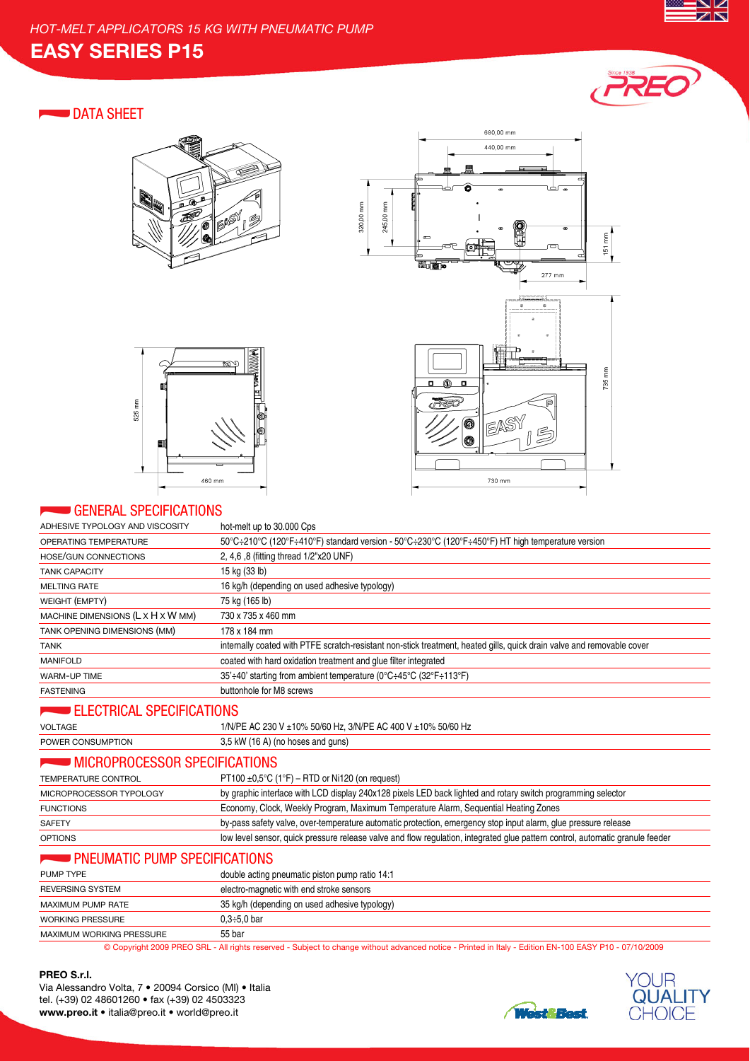*HOT-MELT APPLICATORS 15 KG WITH PNEUMATIC PUMP*

# EASY SERIES P15

## DATA SHEET

680,00 mm
440,00 mm
320,00 mm
245,00 mm
151 mm
277 mm
735 mm
525 mm
460 mm
730 mm

## GENERAL SPECIFICATIONS

| | |
|---|---|
| ADHESIVE TYPOLOGY AND VISCOSITY | hot-melt up to 30.000 Cps |
| OPERATING TEMPERATURE | 50°C÷210°C (120°F÷410°F) standard version - 50°C÷230°C (120°F÷450°F) HT high temperature version |
| HOSE/GUN CONNECTIONS | 2, 4,6 ,8 (fitting thread 1/2"x20 UNF) |
| TANK CAPACITY | 15 kg (33 lb) |
| MELTING RATE | 16 kg/h (depending on used adhesive typology) |
| WEIGHT (EMPTY) | 75 kg (165 lb) |
| MACHINE DIMENSIONS (L x H x W MM) | 730 x 735 x 460 mm |
| TANK OPENING DIMENSIONS (MM) | 178 x 184 mm |
| TANK | internally coated with PTFE scratch-resistant non-stick treatment, heated gills, quick drain valve and removable cover |
| MANIFOLD | coated with hard oxidation treatment and glue filter integrated |
| WARM-UP TIME | 35'÷40' starting from ambient temperature (0°C÷45°C (32°F÷113°F) |
| FASTENING | buttonhole for M8 screws |

## ELECTRICAL SPECIFICATIONS

| | |
|---|---|
| VOLTAGE | 1/N/PE AC 230 V ±10% 50/60 Hz, 3/N/PE AC 400 V ±10% 50/60 Hz |
| POWER CONSUMPTION | 3,5 kW (16 A) (no hoses and guns) |

## MICROPROCESSOR SPECIFICATIONS

| | |
|---|---|
| TEMPERATURE CONTROL | PT100 ±0,5°C (1°F) – RTD or Ni120 (on request) |
| MICROPROCESSOR TYPOLOGY | by graphic interface with LCD display 240x128 pixels LED back lighted and rotary switch programming selector |
| FUNCTIONS | Economy, Clock, Weekly Program, Maximum Temperature Alarm, Sequential Heating Zones |
| SAFETY | by-pass safety valve, over-temperature automatic protection, emergency stop input alarm, glue pressure release |
| OPTIONS | low level sensor, quick pressure release valve and flow regulation, integrated glue pattern control, automatic granule feeder |

## PNEUMATIC PUMP SPECIFICATIONS

| | |
|---|---|
| PUMP TYPE | double acting pneumatic piston pump ratio 14:1 |
| REVERSING SYSTEM | electro-magnetic with end stroke sensors |
| MAXIMUM PUMP RATE | 35 kg/h (depending on used adhesive typology) |
| WORKING PRESSURE | 0,3÷5,0 bar |
| MAXIMUM WORKING PRESSURE | 55 bar |

© Copyright 2009 PREO SRL - All rights reserved - Subject to change without advanced notice - Printed in Italy - Edition EN-100 EASY P10 - 07/10/2009

**PREO S.r.l.**
Via Alessandro Volta, 7 • 20094 Corsico (MI) • Italia
tel. (+39) 02 48601260 • fax (+39) 02 4503323
**www.preo.it** • italia@preo.it • world@preo.it

YOUR QUALITY CHOICE